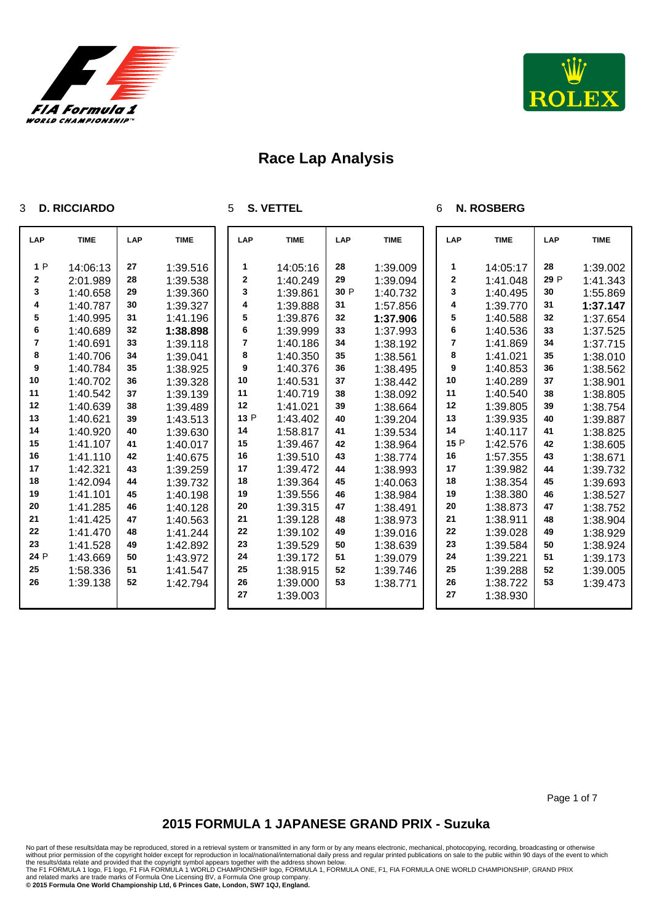# Race Lap Analysis

## 3 D. RICCIARDO

| LAP | TIME | LAP | TIME |
|---|---|---|---|
| 1 P | 14:06:13 | 27 | 1:39.516 |
| 2 | 2:01.989 | 28 | 1:39.538 |
| 3 | 1:40.658 | 29 | 1:39.360 |
| 4 | 1:40.787 | 30 | 1:39.327 |
| 5 | 1:40.995 | 31 | 1:41.196 |
| 6 | 1:40.689 | 32 | **1:38.898** |
| 7 | 1:40.691 | 33 | 1:39.118 |
| 8 | 1:40.706 | 34 | 1:39.041 |
| 9 | 1:40.784 | 35 | 1:38.925 |
| 10 | 1:40.702 | 36 | 1:39.328 |
| 11 | 1:40.542 | 37 | 1:39.139 |
| 12 | 1:40.639 | 38 | 1:39.489 |
| 13 | 1:40.621 | 39 | 1:43.513 |
| 14 | 1:40.920 | 40 | 1:39.630 |
| 15 | 1:41.107 | 41 | 1:40.017 |
| 16 | 1:41.110 | 42 | 1:40.675 |
| 17 | 1:42.321 | 43 | 1:39.259 |
| 18 | 1:42.094 | 44 | 1:39.732 |
| 19 | 1:41.101 | 45 | 1:40.198 |
| 20 | 1:41.285 | 46 | 1:40.128 |
| 21 | 1:41.425 | 47 | 1:40.563 |
| 22 | 1:41.470 | 48 | 1:41.244 |
| 23 | 1:41.528 | 49 | 1:42.892 |
| 24 P | 1:43.669 | 50 | 1:43.972 |
| 25 | 1:58.336 | 51 | 1:41.547 |
| 26 | 1:39.138 | 52 | 1:42.794 |

## 5 S. VETTEL

| LAP | TIME | LAP | TIME |
|---|---|---|---|
| 1 | 14:05:16 | 28 | 1:39.009 |
| 2 | 1:40.249 | 29 | 1:39.094 |
| 3 | 1:39.861 | 30 P | 1:40.732 |
| 4 | 1:39.888 | 31 | 1:57.856 |
| 5 | 1:39.876 | 32 | **1:37.906** |
| 6 | 1:39.999 | 33 | 1:37.993 |
| 7 | 1:40.186 | 34 | 1:38.192 |
| 8 | 1:40.350 | 35 | 1:38.561 |
| 9 | 1:40.376 | 36 | 1:38.495 |
| 10 | 1:40.531 | 37 | 1:38.442 |
| 11 | 1:40.719 | 38 | 1:38.092 |
| 12 | 1:41.021 | 39 | 1:38.664 |
| 13 P | 1:43.402 | 40 | 1:39.204 |
| 14 | 1:58.817 | 41 | 1:39.534 |
| 15 | 1:39.467 | 42 | 1:38.964 |
| 16 | 1:39.510 | 43 | 1:38.774 |
| 17 | 1:39.472 | 44 | 1:38.993 |
| 18 | 1:39.364 | 45 | 1:40.063 |
| 19 | 1:39.556 | 46 | 1:38.984 |
| 20 | 1:39.315 | 47 | 1:38.491 |
| 21 | 1:39.128 | 48 | 1:38.973 |
| 22 | 1:39.102 | 49 | 1:39.016 |
| 23 | 1:39.529 | 50 | 1:38.639 |
| 24 | 1:39.172 | 51 | 1:39.079 |
| 25 | 1:38.915 | 52 | 1:39.746 |
| 26 | 1:39.000 | 53 | 1:38.771 |
| 27 | 1:39.003 | | |

## 6 N. ROSBERG

| LAP | TIME | LAP | TIME |
|---|---|---|---|
| 1 | 14:05:17 | 28 | 1:39.002 |
| 2 | 1:41.048 | 29 P | 1:41.343 |
| 3 | 1:40.495 | 30 | 1:55.869 |
| 4 | 1:39.770 | 31 | **1:37.147** |
| 5 | 1:40.588 | 32 | 1:37.654 |
| 6 | 1:40.536 | 33 | 1:37.525 |
| 7 | 1:41.869 | 34 | 1:37.715 |
| 8 | 1:41.021 | 35 | 1:38.010 |
| 9 | 1:40.853 | 36 | 1:38.562 |
| 10 | 1:40.289 | 37 | 1:38.901 |
| 11 | 1:40.540 | 38 | 1:38.805 |
| 12 | 1:39.805 | 39 | 1:38.754 |
| 13 | 1:39.935 | 40 | 1:39.887 |
| 14 | 1:40.117 | 41 | 1:38.825 |
| 15 P | 1:42.576 | 42 | 1:38.605 |
| 16 | 1:57.355 | 43 | 1:38.671 |
| 17 | 1:39.982 | 44 | 1:39.732 |
| 18 | 1:38.354 | 45 | 1:39.693 |
| 19 | 1:38.380 | 46 | 1:38.527 |
| 20 | 1:38.873 | 47 | 1:38.752 |
| 21 | 1:38.911 | 48 | 1:38.904 |
| 22 | 1:39.028 | 49 | 1:38.929 |
| 23 | 1:39.584 | 50 | 1:38.924 |
| 24 | 1:39.221 | 51 | 1:39.173 |
| 25 | 1:39.288 | 52 | 1:39.005 |
| 26 | 1:38.722 | 53 | 1:39.473 |
| 27 | 1:38.930 | | |

## 2015 FORMULA 1 JAPANESE GRAND PRIX - Suzuka

No part of these results/data may be reproduced, stored in a retrieval system or transmitted in any form or by any means electronic, mechanical, photocopying, recording, broadcasting or otherwise without prior permission of the copyright holder except for reproduction in local/national/international daily press and regular printed publications on sale to the public within 90 days of the event to which the results/data relate and provided that the copyright symbol appears together with the address shown below.
The F1 FORMULA 1 logo, F1 logo, F1 FIA FORMULA 1 WORLD CHAMPIONSHIP logo, FORMULA 1, FORMULA ONE, F1, FIA FORMULA ONE WORLD CHAMPIONSHIP, GRAND PRIX and related marks are trade marks of Formula One Licensing BV, a Formula One group company.
**© 2015 Formula One World Championship Ltd, 6 Princes Gate, London, SW7 1QJ, England.**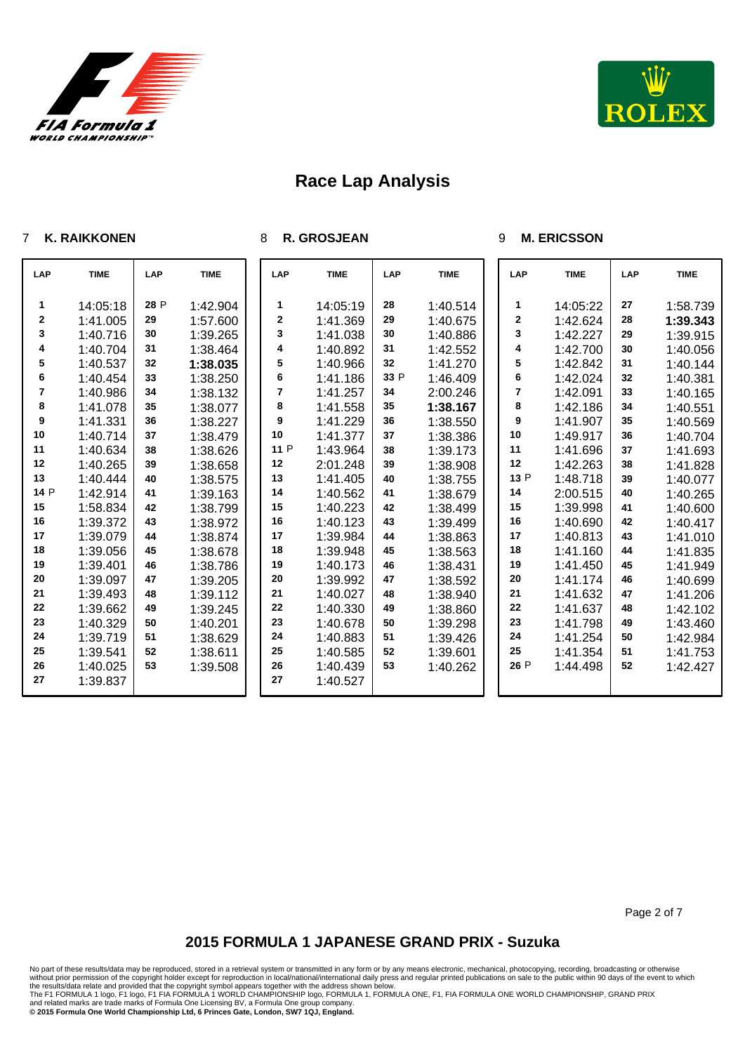# Race Lap Analysis

## 7 K. RAIKKONEN

| LAP | TIME | LAP | TIME |
|---|---|---|---|
| 1 | 14:05:18 | 28 P | 1:42.904 |
| 2 | 1:41.005 | 29 | 1:57.600 |
| 3 | 1:40.716 | 30 | 1:39.265 |
| 4 | 1:40.704 | 31 | 1:38.464 |
| 5 | 1:40.537 | 32 | **1:38.035** |
| 6 | 1:40.454 | 33 | 1:38.250 |
| 7 | 1:40.986 | 34 | 1:38.132 |
| 8 | 1:41.078 | 35 | 1:38.077 |
| 9 | 1:41.331 | 36 | 1:38.227 |
| 10 | 1:40.714 | 37 | 1:38.479 |
| 11 | 1:40.634 | 38 | 1:38.626 |
| 12 | 1:40.265 | 39 | 1:38.658 |
| 13 | 1:40.444 | 40 | 1:38.575 |
| 14 P | 1:42.914 | 41 | 1:39.163 |
| 15 | 1:58.834 | 42 | 1:38.799 |
| 16 | 1:39.372 | 43 | 1:38.972 |
| 17 | 1:39.079 | 44 | 1:38.874 |
| 18 | 1:39.056 | 45 | 1:38.678 |
| 19 | 1:39.401 | 46 | 1:38.786 |
| 20 | 1:39.097 | 47 | 1:39.205 |
| 21 | 1:39.493 | 48 | 1:39.112 |
| 22 | 1:39.662 | 49 | 1:39.245 |
| 23 | 1:40.329 | 50 | 1:40.201 |
| 24 | 1:39.719 | 51 | 1:38.629 |
| 25 | 1:39.541 | 52 | 1:38.611 |
| 26 | 1:40.025 | 53 | 1:39.508 |
| 27 | 1:39.837 | | |

## 8 R. GROSJEAN

| LAP | TIME | LAP | TIME |
|---|---|---|---|
| 1 | 14:05:19 | 28 | 1:40.514 |
| 2 | 1:41.369 | 29 | 1:40.675 |
| 3 | 1:41.038 | 30 | 1:40.886 |
| 4 | 1:40.892 | 31 | 1:42.552 |
| 5 | 1:40.966 | 32 | 1:41.270 |
| 6 | 1:41.186 | 33 P | 1:46.409 |
| 7 | 1:41.257 | 34 | 2:00.246 |
| 8 | 1:41.558 | 35 | **1:38.167** |
| 9 | 1:41.229 | 36 | 1:38.550 |
| 10 | 1:41.377 | 37 | 1:38.386 |
| 11 P | 1:43.964 | 38 | 1:39.173 |
| 12 | 2:01.248 | 39 | 1:38.908 |
| 13 | 1:41.405 | 40 | 1:38.755 |
| 14 | 1:40.562 | 41 | 1:38.679 |
| 15 | 1:40.223 | 42 | 1:38.499 |
| 16 | 1:40.123 | 43 | 1:39.499 |
| 17 | 1:39.984 | 44 | 1:38.863 |
| 18 | 1:39.948 | 45 | 1:38.563 |
| 19 | 1:40.173 | 46 | 1:38.431 |
| 20 | 1:39.992 | 47 | 1:38.592 |
| 21 | 1:40.027 | 48 | 1:38.940 |
| 22 | 1:40.330 | 49 | 1:38.860 |
| 23 | 1:40.678 | 50 | 1:39.298 |
| 24 | 1:40.883 | 51 | 1:39.426 |
| 25 | 1:40.585 | 52 | 1:39.601 |
| 26 | 1:40.439 | 53 | 1:40.262 |
| 27 | 1:40.527 | | |

## 9 M. ERICSSON

| LAP | TIME | LAP | TIME |
|---|---|---|---|
| 1 | 14:05:22 | 27 | 1:58.739 |
| 2 | 1:42.624 | 28 | **1:39.343** |
| 3 | 1:42.227 | 29 | 1:39.915 |
| 4 | 1:42.700 | 30 | 1:40.056 |
| 5 | 1:42.842 | 31 | 1:40.144 |
| 6 | 1:42.024 | 32 | 1:40.381 |
| 7 | 1:42.091 | 33 | 1:40.165 |
| 8 | 1:42.186 | 34 | 1:40.551 |
| 9 | 1:41.907 | 35 | 1:40.569 |
| 10 | 1:49.917 | 36 | 1:40.704 |
| 11 | 1:41.696 | 37 | 1:41.693 |
| 12 | 1:42.263 | 38 | 1:41.828 |
| 13 P | 1:48.718 | 39 | 1:40.077 |
| 14 | 2:00.515 | 40 | 1:40.265 |
| 15 | 1:39.998 | 41 | 1:40.600 |
| 16 | 1:40.690 | 42 | 1:40.417 |
| 17 | 1:40.813 | 43 | 1:41.010 |
| 18 | 1:41.160 | 44 | 1:41.835 |
| 19 | 1:41.450 | 45 | 1:41.949 |
| 20 | 1:41.174 | 46 | 1:40.699 |
| 21 | 1:41.632 | 47 | 1:41.206 |
| 22 | 1:41.637 | 48 | 1:42.102 |
| 23 | 1:41.798 | 49 | 1:43.460 |
| 24 | 1:41.254 | 50 | 1:42.984 |
| 25 | 1:41.354 | 51 | 1:41.753 |
| 26 P | 1:44.498 | 52 | 1:42.427 |

## 2015 FORMULA 1 JAPANESE GRAND PRIX - Suzuka

No part of these results/data may be reproduced, stored in a retrieval system or transmitted in any form or by any means electronic, mechanical, photocopying, recording, broadcasting or otherwise without prior permission of the copyright holder except for reproduction in local/national/international daily press and regular printed publications on sale to the public within 90 days of the event to which the results/data relate and provided that the copyright symbol appears together with the address shown below.
The F1 FORMULA 1 logo, F1 logo, F1 FIA FORMULA 1 WORLD CHAMPIONSHIP logo, FORMULA 1, FORMULA ONE, F1, FIA FORMULA ONE WORLD CHAMPIONSHIP, GRAND PRIX and related marks are trade marks of Formula One Licensing BV, a Formula One group company.
**© 2015 Formula One World Championship Ltd, 6 Princes Gate, London, SW7 1QJ, England.**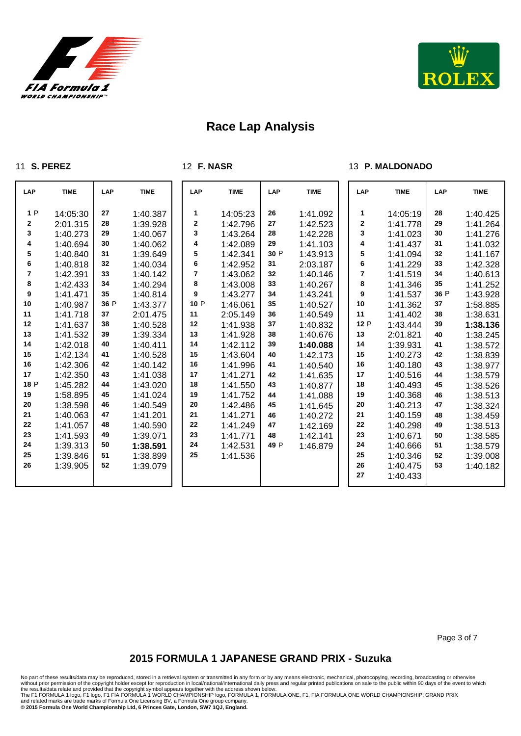# Race Lap Analysis

## 11 S. PEREZ

| LAP | TIME | LAP | TIME |
|---|---|---|---|
| 1 P | 14:05:30 | 27 | 1:40.387 |
| 2 | 2:01.315 | 28 | 1:39.928 |
| 3 | 1:40.273 | 29 | 1:40.067 |
| 4 | 1:40.694 | 30 | 1:40.062 |
| 5 | 1:40.840 | 31 | 1:39.649 |
| 6 | 1:40.818 | 32 | 1:40.034 |
| 7 | 1:42.391 | 33 | 1:40.142 |
| 8 | 1:42.433 | 34 | 1:40.294 |
| 9 | 1:41.471 | 35 | 1:40.814 |
| 10 | 1:40.987 | 36 P | 1:43.377 |
| 11 | 1:41.718 | 37 | 2:01.475 |
| 12 | 1:41.637 | 38 | 1:40.528 |
| 13 | 1:41.532 | 39 | 1:39.334 |
| 14 | 1:42.018 | 40 | 1:40.411 |
| 15 | 1:42.134 | 41 | 1:40.528 |
| 16 | 1:42.306 | 42 | 1:40.142 |
| 17 | 1:42.350 | 43 | 1:41.038 |
| 18 P | 1:45.282 | 44 | 1:43.020 |
| 19 | 1:58.895 | 45 | 1:41.024 |
| 20 | 1:38.598 | 46 | 1:40.549 |
| 21 | 1:40.063 | 47 | 1:41.201 |
| 22 | 1:41.057 | 48 | 1:40.590 |
| 23 | 1:41.593 | 49 | 1:39.071 |
| 24 | 1:39.313 | 50 | **1:38.591** |
| 25 | 1:39.846 | 51 | 1:38.899 |
| 26 | 1:39.905 | 52 | 1:39.079 |

## 12 F. NASR

| LAP | TIME | LAP | TIME |
|---|---|---|---|
| 1 | 14:05:23 | 26 | 1:41.092 |
| 2 | 1:42.796 | 27 | 1:42.523 |
| 3 | 1:43.264 | 28 | 1:42.228 |
| 4 | 1:42.089 | 29 | 1:41.103 |
| 5 | 1:42.341 | 30 P | 1:43.913 |
| 6 | 1:42.952 | 31 | 2:03.187 |
| 7 | 1:43.062 | 32 | 1:40.146 |
| 8 | 1:43.008 | 33 | 1:40.267 |
| 9 | 1:43.277 | 34 | 1:43.241 |
| 10 P | 1:46.061 | 35 | 1:40.527 |
| 11 | 2:05.149 | 36 | 1:40.549 |
| 12 | 1:41.938 | 37 | 1:40.832 |
| 13 | 1:41.928 | 38 | 1:40.676 |
| 14 | 1:42.112 | 39 | **1:40.088** |
| 15 | 1:43.604 | 40 | 1:42.173 |
| 16 | 1:41.996 | 41 | 1:40.540 |
| 17 | 1:41.271 | 42 | 1:41.635 |
| 18 | 1:41.550 | 43 | 1:40.877 |
| 19 | 1:41.752 | 44 | 1:41.088 |
| 20 | 1:42.486 | 45 | 1:41.645 |
| 21 | 1:41.271 | 46 | 1:40.272 |
| 22 | 1:41.249 | 47 | 1:42.169 |
| 23 | 1:41.771 | 48 | 1:42.141 |
| 24 | 1:42.531 | 49 P | 1:46.879 |
| 25 | 1:41.536 | | |

## 13 P. MALDONADO

| LAP | TIME | LAP | TIME |
|---|---|---|---|
| 1 | 14:05:19 | 28 | 1:40.425 |
| 2 | 1:41.778 | 29 | 1:41.264 |
| 3 | 1:41.023 | 30 | 1:41.276 |
| 4 | 1:41.437 | 31 | 1:41.032 |
| 5 | 1:41.094 | 32 | 1:41.167 |
| 6 | 1:41.229 | 33 | 1:42.328 |
| 7 | 1:41.519 | 34 | 1:40.613 |
| 8 | 1:41.346 | 35 | 1:41.252 |
| 9 | 1:41.537 | 36 P | 1:43.928 |
| 10 | 1:41.362 | 37 | 1:58.885 |
| 11 | 1:41.402 | 38 | 1:38.631 |
| 12 P | 1:43.444 | 39 | **1:38.136** |
| 13 | 2:01.821 | 40 | 1:38.245 |
| 14 | 1:39.931 | 41 | 1:38.572 |
| 15 | 1:40.273 | 42 | 1:38.839 |
| 16 | 1:40.180 | 43 | 1:38.977 |
| 17 | 1:40.516 | 44 | 1:38.579 |
| 18 | 1:40.493 | 45 | 1:38.526 |
| 19 | 1:40.368 | 46 | 1:38.513 |
| 20 | 1:40.213 | 47 | 1:38.324 |
| 21 | 1:40.159 | 48 | 1:38.459 |
| 22 | 1:40.298 | 49 | 1:38.513 |
| 23 | 1:40.671 | 50 | 1:38.585 |
| 24 | 1:40.666 | 51 | 1:38.579 |
| 25 | 1:40.346 | 52 | 1:39.008 |
| 26 | 1:40.475 | 53 | 1:40.182 |
| 27 | 1:40.433 | | |

## 2015 FORMULA 1 JAPANESE GRAND PRIX - Suzuka

No part of these results/data may be reproduced, stored in a retrieval system or transmitted in any form or by any means electronic, mechanical, photocopying, recording, broadcasting or otherwise without prior permission of the copyright holder except for reproduction in local/national/international daily press and regular printed publications on sale to the public within 90 days of the event to which the results/data relate and provided that the copyright symbol appears together with the address shown below.
The F1 FORMULA 1 logo, F1 logo, F1 FIA FORMULA 1 WORLD CHAMPIONSHIP logo, FORMULA 1, FORMULA ONE, F1, FIA FORMULA ONE WORLD CHAMPIONSHIP, GRAND PRIX and related marks are trade marks of Formula One Licensing BV, a Formula One group company.
**© 2015 Formula One World Championship Ltd, 6 Princes Gate, London, SW7 1QJ, England.**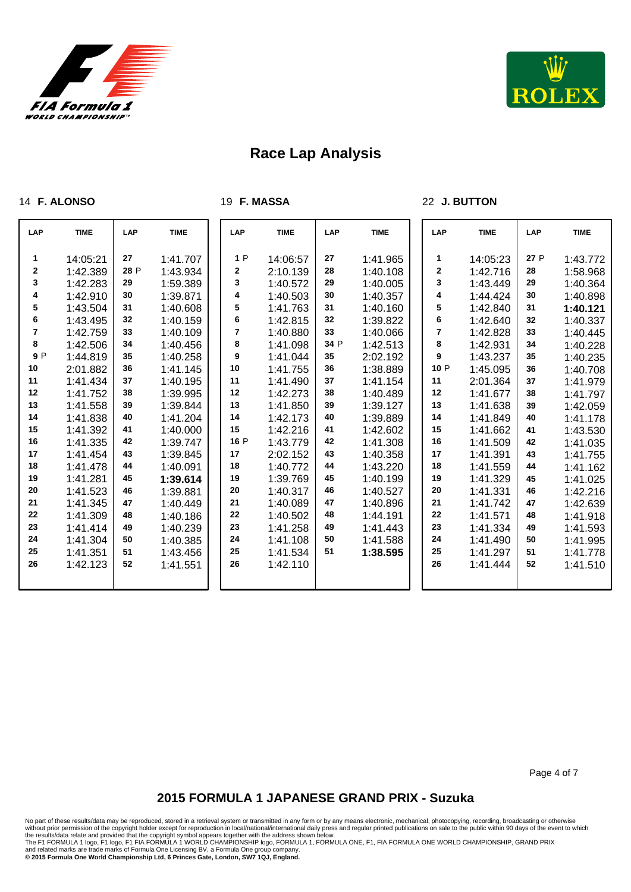# Race Lap Analysis

## 14 F. ALONSO

| LAP | TIME | LAP | TIME |
|---|---|---|---|
| 1 | 14:05:21 | 27 | 1:41.707 |
| 2 | 1:42.389 | 28 P | 1:43.934 |
| 3 | 1:42.283 | 29 | 1:59.389 |
| 4 | 1:42.910 | 30 | 1:39.871 |
| 5 | 1:43.504 | 31 | 1:40.608 |
| 6 | 1:43.495 | 32 | 1:40.159 |
| 7 | 1:42.759 | 33 | 1:40.109 |
| 8 | 1:42.506 | 34 | 1:40.456 |
| 9 P | 1:44.819 | 35 | 1:40.258 |
| 10 | 2:01.882 | 36 | 1:41.145 |
| 11 | 1:41.434 | 37 | 1:40.195 |
| 12 | 1:41.752 | 38 | 1:39.995 |
| 13 | 1:41.558 | 39 | 1:39.844 |
| 14 | 1:41.838 | 40 | 1:41.204 |
| 15 | 1:41.392 | 41 | 1:40.000 |
| 16 | 1:41.335 | 42 | 1:39.747 |
| 17 | 1:41.454 | 43 | 1:39.845 |
| 18 | 1:41.478 | 44 | 1:40.091 |
| 19 | 1:41.281 | 45 | **1:39.614** |
| 20 | 1:41.523 | 46 | 1:39.881 |
| 21 | 1:41.345 | 47 | 1:40.449 |
| 22 | 1:41.309 | 48 | 1:40.186 |
| 23 | 1:41.414 | 49 | 1:40.239 |
| 24 | 1:41.304 | 50 | 1:40.385 |
| 25 | 1:41.351 | 51 | 1:43.456 |
| 26 | 1:42.123 | 52 | 1:41.551 |

## 19 F. MASSA

| LAP | TIME | LAP | TIME |
|---|---|---|---|
| 1 P | 14:06:57 | 27 | 1:41.965 |
| 2 | 2:10.139 | 28 | 1:40.108 |
| 3 | 1:40.572 | 29 | 1:40.005 |
| 4 | 1:40.503 | 30 | 1:40.357 |
| 5 | 1:41.763 | 31 | 1:40.160 |
| 6 | 1:42.815 | 32 | 1:39.822 |
| 7 | 1:40.880 | 33 | 1:40.066 |
| 8 | 1:41.098 | 34 P | 1:42.513 |
| 9 | 1:41.044 | 35 | 2:02.192 |
| 10 | 1:41.755 | 36 | 1:38.889 |
| 11 | 1:41.490 | 37 | 1:41.154 |
| 12 | 1:42.273 | 38 | 1:40.489 |
| 13 | 1:41.850 | 39 | 1:39.127 |
| 14 | 1:42.173 | 40 | 1:39.889 |
| 15 | 1:42.216 | 41 | 1:42.602 |
| 16 P | 1:43.779 | 42 | 1:41.308 |
| 17 | 2:02.152 | 43 | 1:40.358 |
| 18 | 1:40.772 | 44 | 1:43.220 |
| 19 | 1:39.769 | 45 | 1:40.199 |
| 20 | 1:40.317 | 46 | 1:40.527 |
| 21 | 1:40.089 | 47 | 1:40.896 |
| 22 | 1:40.502 | 48 | 1:44.191 |
| 23 | 1:41.258 | 49 | 1:41.443 |
| 24 | 1:41.108 | 50 | 1:41.588 |
| 25 | 1:41.534 | 51 | **1:38.595** |
| 26 | 1:42.110 | | |

## 22 J. BUTTON

| LAP | TIME | LAP | TIME |
|---|---|---|---|
| 1 | 14:05:23 | 27 P | 1:43.772 |
| 2 | 1:42.716 | 28 | 1:58.968 |
| 3 | 1:43.449 | 29 | 1:40.364 |
| 4 | 1:44.424 | 30 | 1:40.898 |
| 5 | 1:42.840 | 31 | **1:40.121** |
| 6 | 1:42.640 | 32 | 1:40.337 |
| 7 | 1:42.828 | 33 | 1:40.445 |
| 8 | 1:42.931 | 34 | 1:40.228 |
| 9 | 1:43.237 | 35 | 1:40.235 |
| 10 P | 1:45.095 | 36 | 1:40.708 |
| 11 | 2:01.364 | 37 | 1:41.979 |
| 12 | 1:41.677 | 38 | 1:41.797 |
| 13 | 1:41.638 | 39 | 1:42.059 |
| 14 | 1:41.849 | 40 | 1:41.178 |
| 15 | 1:41.662 | 41 | 1:43.530 |
| 16 | 1:41.509 | 42 | 1:41.035 |
| 17 | 1:41.391 | 43 | 1:41.755 |
| 18 | 1:41.559 | 44 | 1:41.162 |
| 19 | 1:41.329 | 45 | 1:41.025 |
| 20 | 1:41.331 | 46 | 1:42.216 |
| 21 | 1:41.742 | 47 | 1:42.639 |
| 22 | 1:41.571 | 48 | 1:41.918 |
| 23 | 1:41.334 | 49 | 1:41.593 |
| 24 | 1:41.490 | 50 | 1:41.995 |
| 25 | 1:41.297 | 51 | 1:41.778 |
| 26 | 1:41.444 | 52 | 1:41.510 |

## 2015 FORMULA 1 JAPANESE GRAND PRIX - Suzuka

No part of these results/data may be reproduced, stored in a retrieval system or transmitted in any form or by any means electronic, mechanical, photocopying, recording, broadcasting or otherwise without prior permission of the copyright holder except for reproduction in local/national/international daily press and regular printed publications on sale to the public within 90 days of the event to which the results/data relate and provided that the copyright symbol appears together with the address shown below.
The F1 FORMULA 1 logo, F1 logo, F1 FIA FORMULA 1 WORLD CHAMPIONSHIP logo, FORMULA 1, FORMULA ONE, F1, FIA FORMULA ONE WORLD CHAMPIONSHIP, GRAND PRIX and related marks are trade marks of Formula One Licensing BV, a Formula One group company.
**© 2015 Formula One World Championship Ltd, 6 Princes Gate, London, SW7 1QJ, England.**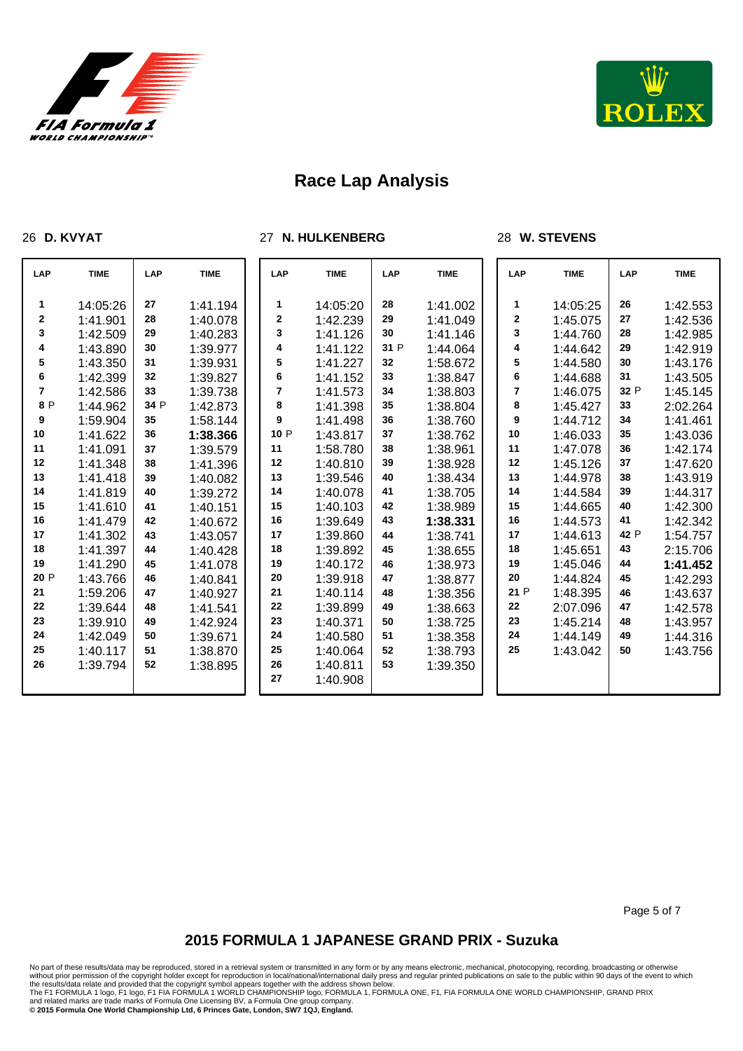# Race Lap Analysis

## 26 D. KVYAT

| LAP | TIME | LAP | TIME |
|---|---|---|---|
| 1 | 14:05:26 | 27 | 1:41.194 |
| 2 | 1:41.901 | 28 | 1:40.078 |
| 3 | 1:42.509 | 29 | 1:40.283 |
| 4 | 1:43.890 | 30 | 1:39.977 |
| 5 | 1:43.350 | 31 | 1:39.931 |
| 6 | 1:42.399 | 32 | 1:39.827 |
| 7 | 1:42.586 | 33 | 1:39.738 |
| 8 P | 1:44.962 | 34 P | 1:42.873 |
| 9 | 1:59.904 | 35 | 1:58.144 |
| 10 | 1:41.622 | 36 | **1:38.366** |
| 11 | 1:41.091 | 37 | 1:39.579 |
| 12 | 1:41.348 | 38 | 1:41.396 |
| 13 | 1:41.418 | 39 | 1:40.082 |
| 14 | 1:41.819 | 40 | 1:39.272 |
| 15 | 1:41.610 | 41 | 1:40.151 |
| 16 | 1:41.479 | 42 | 1:40.672 |
| 17 | 1:41.302 | 43 | 1:43.057 |
| 18 | 1:41.397 | 44 | 1:40.428 |
| 19 | 1:41.290 | 45 | 1:41.078 |
| 20 P | 1:43.766 | 46 | 1:40.841 |
| 21 | 1:59.206 | 47 | 1:40.927 |
| 22 | 1:39.644 | 48 | 1:41.541 |
| 23 | 1:39.910 | 49 | 1:42.924 |
| 24 | 1:42.049 | 50 | 1:39.671 |
| 25 | 1:40.117 | 51 | 1:38.870 |
| 26 | 1:39.794 | 52 | 1:38.895 |

## 27 N. HULKENBERG

| LAP | TIME | LAP | TIME |
|---|---|---|---|
| 1 | 14:05:20 | 28 | 1:41.002 |
| 2 | 1:42.239 | 29 | 1:41.049 |
| 3 | 1:41.126 | 30 | 1:41.146 |
| 4 | 1:41.122 | 31 P | 1:44.064 |
| 5 | 1:41.227 | 32 | 1:58.672 |
| 6 | 1:41.152 | 33 | 1:38.847 |
| 7 | 1:41.573 | 34 | 1:38.803 |
| 8 | 1:41.398 | 35 | 1:38.804 |
| 9 | 1:41.498 | 36 | 1:38.760 |
| 10 P | 1:43.817 | 37 | 1:38.762 |
| 11 | 1:58.780 | 38 | 1:38.961 |
| 12 | 1:40.810 | 39 | 1:38.928 |
| 13 | 1:39.546 | 40 | 1:38.434 |
| 14 | 1:40.078 | 41 | 1:38.705 |
| 15 | 1:40.103 | 42 | 1:38.989 |
| 16 | 1:39.649 | 43 | **1:38.331** |
| 17 | 1:39.860 | 44 | 1:38.741 |
| 18 | 1:39.892 | 45 | 1:38.655 |
| 19 | 1:40.172 | 46 | 1:38.973 |
| 20 | 1:39.918 | 47 | 1:38.877 |
| 21 | 1:40.114 | 48 | 1:38.356 |
| 22 | 1:39.899 | 49 | 1:38.663 |
| 23 | 1:40.371 | 50 | 1:38.725 |
| 24 | 1:40.580 | 51 | 1:38.358 |
| 25 | 1:40.064 | 52 | 1:38.793 |
| 26 | 1:40.811 | 53 | 1:39.350 |
| 27 | 1:40.908 | | |

## 28 W. STEVENS

| LAP | TIME | LAP | TIME |
|---|---|---|---|
| 1 | 14:05:25 | 26 | 1:42.553 |
| 2 | 1:45.075 | 27 | 1:42.536 |
| 3 | 1:44.760 | 28 | 1:42.985 |
| 4 | 1:44.642 | 29 | 1:42.919 |
| 5 | 1:44.580 | 30 | 1:43.176 |
| 6 | 1:44.688 | 31 | 1:43.505 |
| 7 | 1:46.075 | 32 P | 1:45.145 |
| 8 | 1:45.427 | 33 | 2:02.264 |
| 9 | 1:44.712 | 34 | 1:41.461 |
| 10 | 1:46.033 | 35 | 1:43.036 |
| 11 | 1:47.078 | 36 | 1:42.174 |
| 12 | 1:45.126 | 37 | 1:47.620 |
| 13 | 1:44.978 | 38 | 1:43.919 |
| 14 | 1:44.584 | 39 | 1:44.317 |
| 15 | 1:44.665 | 40 | 1:42.300 |
| 16 | 1:44.573 | 41 | 1:42.342 |
| 17 | 1:44.613 | 42 P | 1:54.757 |
| 18 | 1:45.651 | 43 | 2:15.706 |
| 19 | 1:45.046 | 44 | **1:41.452** |
| 20 | 1:44.824 | 45 | 1:42.293 |
| 21 P | 1:48.395 | 46 | 1:43.637 |
| 22 | 2:07.096 | 47 | 1:42.578 |
| 23 | 1:45.214 | 48 | 1:43.957 |
| 24 | 1:44.149 | 49 | 1:44.316 |
| 25 | 1:43.042 | 50 | 1:43.756 |

## 2015 FORMULA 1 JAPANESE GRAND PRIX - Suzuka

No part of these results/data may be reproduced, stored in a retrieval system or transmitted in any form or by any means electronic, mechanical, photocopying, recording, broadcasting or otherwise without prior permission of the copyright holder except for reproduction in local/national/international daily press and regular printed publications on sale to the public within 90 days of the event to which the results/data relate and provided that the copyright symbol appears together with the address shown below.
The F1 FORMULA 1 logo, F1 logo, F1 FIA FORMULA 1 WORLD CHAMPIONSHIP logo, FORMULA 1, FORMULA ONE, F1, FIA FORMULA ONE WORLD CHAMPIONSHIP, GRAND PRIX and related marks are trade marks of Formula One Licensing BV, a Formula One group company.
**© 2015 Formula One World Championship Ltd, 6 Princes Gate, London, SW7 1QJ, England.**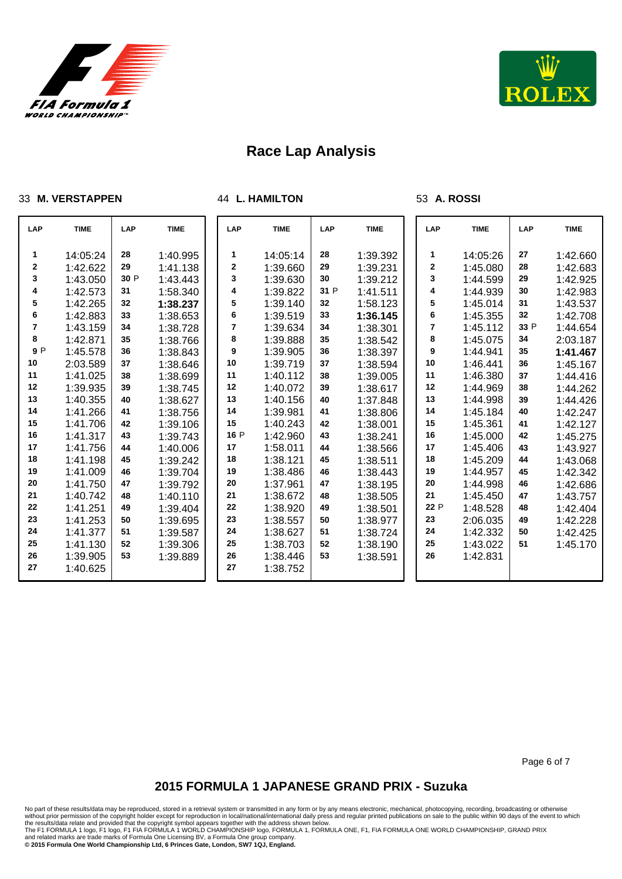# Race Lap Analysis

## 33 M. VERSTAPPEN

| LAP | TIME | LAP | TIME |
|---|---|---|---|
| 1 | 14:05:24 | 28 | 1:40.995 |
| 2 | 1:42.622 | 29 | 1:41.138 |
| 3 | 1:43.050 | 30 P | 1:43.443 |
| 4 | 1:42.573 | 31 | 1:58.340 |
| 5 | 1:42.265 | 32 | **1:38.237** |
| 6 | 1:42.883 | 33 | 1:38.653 |
| 7 | 1:43.159 | 34 | 1:38.728 |
| 8 | 1:42.871 | 35 | 1:38.766 |
| 9 P | 1:45.578 | 36 | 1:38.843 |
| 10 | 2:03.589 | 37 | 1:38.646 |
| 11 | 1:41.025 | 38 | 1:38.699 |
| 12 | 1:39.935 | 39 | 1:38.745 |
| 13 | 1:40.355 | 40 | 1:38.627 |
| 14 | 1:41.266 | 41 | 1:38.756 |
| 15 | 1:41.706 | 42 | 1:39.106 |
| 16 | 1:41.317 | 43 | 1:39.743 |
| 17 | 1:41.756 | 44 | 1:40.006 |
| 18 | 1:41.198 | 45 | 1:39.242 |
| 19 | 1:41.009 | 46 | 1:39.704 |
| 20 | 1:41.750 | 47 | 1:39.792 |
| 21 | 1:40.742 | 48 | 1:40.110 |
| 22 | 1:41.251 | 49 | 1:39.404 |
| 23 | 1:41.253 | 50 | 1:39.695 |
| 24 | 1:41.377 | 51 | 1:39.587 |
| 25 | 1:41.130 | 52 | 1:39.306 |
| 26 | 1:39.905 | 53 | 1:39.889 |
| 27 | 1:40.625 | | |

## 44 L. HAMILTON

| LAP | TIME | LAP | TIME |
|---|---|---|---|
| 1 | 14:05:14 | 28 | 1:39.392 |
| 2 | 1:39.660 | 29 | 1:39.231 |
| 3 | 1:39.630 | 30 | 1:39.212 |
| 4 | 1:39.822 | 31 P | 1:41.511 |
| 5 | 1:39.140 | 32 | 1:58.123 |
| 6 | 1:39.519 | 33 | **1:36.145** |
| 7 | 1:39.634 | 34 | 1:38.301 |
| 8 | 1:39.888 | 35 | 1:38.542 |
| 9 | 1:39.905 | 36 | 1:38.397 |
| 10 | 1:39.719 | 37 | 1:38.594 |
| 11 | 1:40.112 | 38 | 1:39.005 |
| 12 | 1:40.072 | 39 | 1:38.617 |
| 13 | 1:40.156 | 40 | 1:37.848 |
| 14 | 1:39.981 | 41 | 1:38.806 |
| 15 | 1:40.243 | 42 | 1:38.001 |
| 16 P | 1:42.960 | 43 | 1:38.241 |
| 17 | 1:58.011 | 44 | 1:38.566 |
| 18 | 1:38.121 | 45 | 1:38.511 |
| 19 | 1:38.486 | 46 | 1:38.443 |
| 20 | 1:37.961 | 47 | 1:38.195 |
| 21 | 1:38.672 | 48 | 1:38.505 |
| 22 | 1:38.920 | 49 | 1:38.501 |
| 23 | 1:38.557 | 50 | 1:38.977 |
| 24 | 1:38.627 | 51 | 1:38.724 |
| 25 | 1:38.703 | 52 | 1:38.190 |
| 26 | 1:38.446 | 53 | 1:38.591 |
| 27 | 1:38.752 | | |

## 53 A. ROSSI

| LAP | TIME | LAP | TIME |
|---|---|---|---|
| 1 | 14:05:26 | 27 | 1:42.660 |
| 2 | 1:45.080 | 28 | 1:42.683 |
| 3 | 1:44.599 | 29 | 1:42.925 |
| 4 | 1:44.939 | 30 | 1:42.983 |
| 5 | 1:45.014 | 31 | 1:43.537 |
| 6 | 1:45.355 | 32 | 1:42.708 |
| 7 | 1:45.112 | 33 P | 1:44.654 |
| 8 | 1:45.075 | 34 | 2:03.187 |
| 9 | 1:44.941 | 35 | **1:41.467** |
| 10 | 1:46.441 | 36 | 1:45.167 |
| 11 | 1:46.380 | 37 | 1:44.416 |
| 12 | 1:44.969 | 38 | 1:44.262 |
| 13 | 1:44.998 | 39 | 1:44.426 |
| 14 | 1:45.184 | 40 | 1:42.247 |
| 15 | 1:45.361 | 41 | 1:42.127 |
| 16 | 1:45.000 | 42 | 1:45.275 |
| 17 | 1:45.406 | 43 | 1:43.927 |
| 18 | 1:45.209 | 44 | 1:43.068 |
| 19 | 1:44.957 | 45 | 1:42.342 |
| 20 | 1:44.998 | 46 | 1:42.686 |
| 21 | 1:45.450 | 47 | 1:43.757 |
| 22 P | 1:48.528 | 48 | 1:42.404 |
| 23 | 2:06.035 | 49 | 1:42.228 |
| 24 | 1:42.332 | 50 | 1:42.425 |
| 25 | 1:43.022 | 51 | 1:45.170 |
| 26 | 1:42.831 | | |

## 2015 FORMULA 1 JAPANESE GRAND PRIX - Suzuka

No part of these results/data may be reproduced, stored in a retrieval system or transmitted in any form or by any means electronic, mechanical, photocopying, recording, broadcasting or otherwise without prior permission of the copyright holder except for reproduction in local/national/international daily press and regular printed publications on sale to the public within 90 days of the event to which the results/data relate and provided that the copyright symbol appears together with the address shown below.
The F1 FORMULA 1 logo, F1 logo, F1 FIA FORMULA 1 WORLD CHAMPIONSHIP logo, FORMULA 1, FORMULA ONE, F1, FIA FORMULA ONE WORLD CHAMPIONSHIP, GRAND PRIX and related marks are trade marks of Formula One Licensing BV, a Formula One group company.
**© 2015 Formula One World Championship Ltd, 6 Princes Gate, London, SW7 1QJ, England.**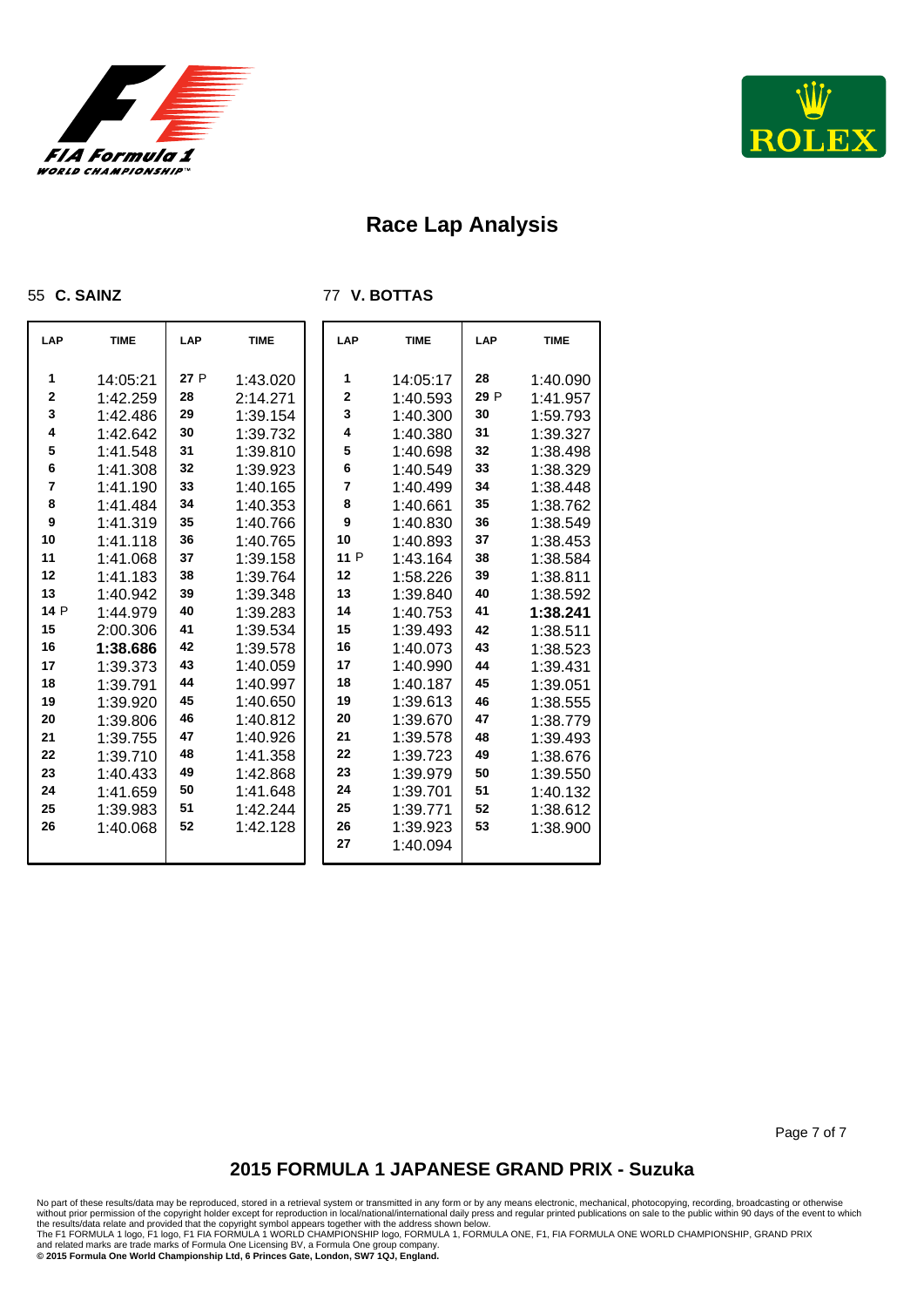# Race Lap Analysis

55 **C. SAINZ**

| LAP | TIME | LAP | TIME |
|---|---|---|---|
| 1 | 14:05:21 | 27 P | 1:43.020 |
| 2 | 1:42.259 | 28 | 2:14.271 |
| 3 | 1:42.486 | 29 | 1:39.154 |
| 4 | 1:42.642 | 30 | 1:39.732 |
| 5 | 1:41.548 | 31 | 1:39.810 |
| 6 | 1:41.308 | 32 | 1:39.923 |
| 7 | 1:41.190 | 33 | 1:40.165 |
| 8 | 1:41.484 | 34 | 1:40.353 |
| 9 | 1:41.319 | 35 | 1:40.766 |
| 10 | 1:41.118 | 36 | 1:40.765 |
| 11 | 1:41.068 | 37 | 1:39.158 |
| 12 | 1:41.183 | 38 | 1:39.764 |
| 13 | 1:40.942 | 39 | 1:39.348 |
| 14 P | 1:44.979 | 40 | 1:39.283 |
| 15 | 2:00.306 | 41 | 1:39.534 |
| 16 | **1:38.686** | 42 | 1:39.578 |
| 17 | 1:39.373 | 43 | 1:40.059 |
| 18 | 1:39.791 | 44 | 1:40.997 |
| 19 | 1:39.920 | 45 | 1:40.650 |
| 20 | 1:39.806 | 46 | 1:40.812 |
| 21 | 1:39.755 | 47 | 1:40.926 |
| 22 | 1:39.710 | 48 | 1:41.358 |
| 23 | 1:40.433 | 49 | 1:42.868 |
| 24 | 1:41.659 | 50 | 1:41.648 |
| 25 | 1:39.983 | 51 | 1:42.244 |
| 26 | 1:40.068 | 52 | 1:42.128 |

77 **V. BOTTAS**

| LAP | TIME | LAP | TIME |
|---|---|---|---|
| 1 | 14:05:17 | 28 | 1:40.090 |
| 2 | 1:40.593 | 29 P | 1:41.957 |
| 3 | 1:40.300 | 30 | 1:59.793 |
| 4 | 1:40.380 | 31 | 1:39.327 |
| 5 | 1:40.698 | 32 | 1:38.498 |
| 6 | 1:40.549 | 33 | 1:38.329 |
| 7 | 1:40.499 | 34 | 1:38.448 |
| 8 | 1:40.661 | 35 | 1:38.762 |
| 9 | 1:40.830 | 36 | 1:38.549 |
| 10 | 1:40.893 | 37 | 1:38.453 |
| 11 P | 1:43.164 | 38 | 1:38.584 |
| 12 | 1:58.226 | 39 | 1:38.811 |
| 13 | 1:39.840 | 40 | 1:38.592 |
| 14 | 1:40.753 | 41 | **1:38.241** |
| 15 | 1:39.493 | 42 | 1:38.511 |
| 16 | 1:40.073 | 43 | 1:38.523 |
| 17 | 1:40.990 | 44 | 1:39.431 |
| 18 | 1:40.187 | 45 | 1:39.051 |
| 19 | 1:39.613 | 46 | 1:38.555 |
| 20 | 1:39.670 | 47 | 1:38.779 |
| 21 | 1:39.578 | 48 | 1:39.493 |
| 22 | 1:39.723 | 49 | 1:38.676 |
| 23 | 1:39.979 | 50 | 1:39.550 |
| 24 | 1:39.701 | 51 | 1:40.132 |
| 25 | 1:39.771 | 52 | 1:38.612 |
| 26 | 1:39.923 | 53 | 1:38.900 |
| 27 | 1:40.094 | | |

## 2015 FORMULA 1 JAPANESE GRAND PRIX - Suzuka

No part of these results/data may be reproduced, stored in a retrieval system or transmitted in any form or by any means electronic, mechanical, photocopying, recording, broadcasting or otherwise without prior permission of the copyright holder except for reproduction in local/national/international daily press and regular printed publications on sale to the public within 90 days of the event to which the results/data relate and provided that the copyright symbol appears together with the address shown below.
The F1 FORMULA 1 logo, F1 logo, F1 FIA FORMULA 1 WORLD CHAMPIONSHIP logo, FORMULA 1, FORMULA ONE, F1, FIA FORMULA ONE WORLD CHAMPIONSHIP, GRAND PRIX and related marks are trade marks of Formula One Licensing BV, a Formula One group company.
**© 2015 Formula One World Championship Ltd, 6 Princes Gate, London, SW7 1QJ, England.**